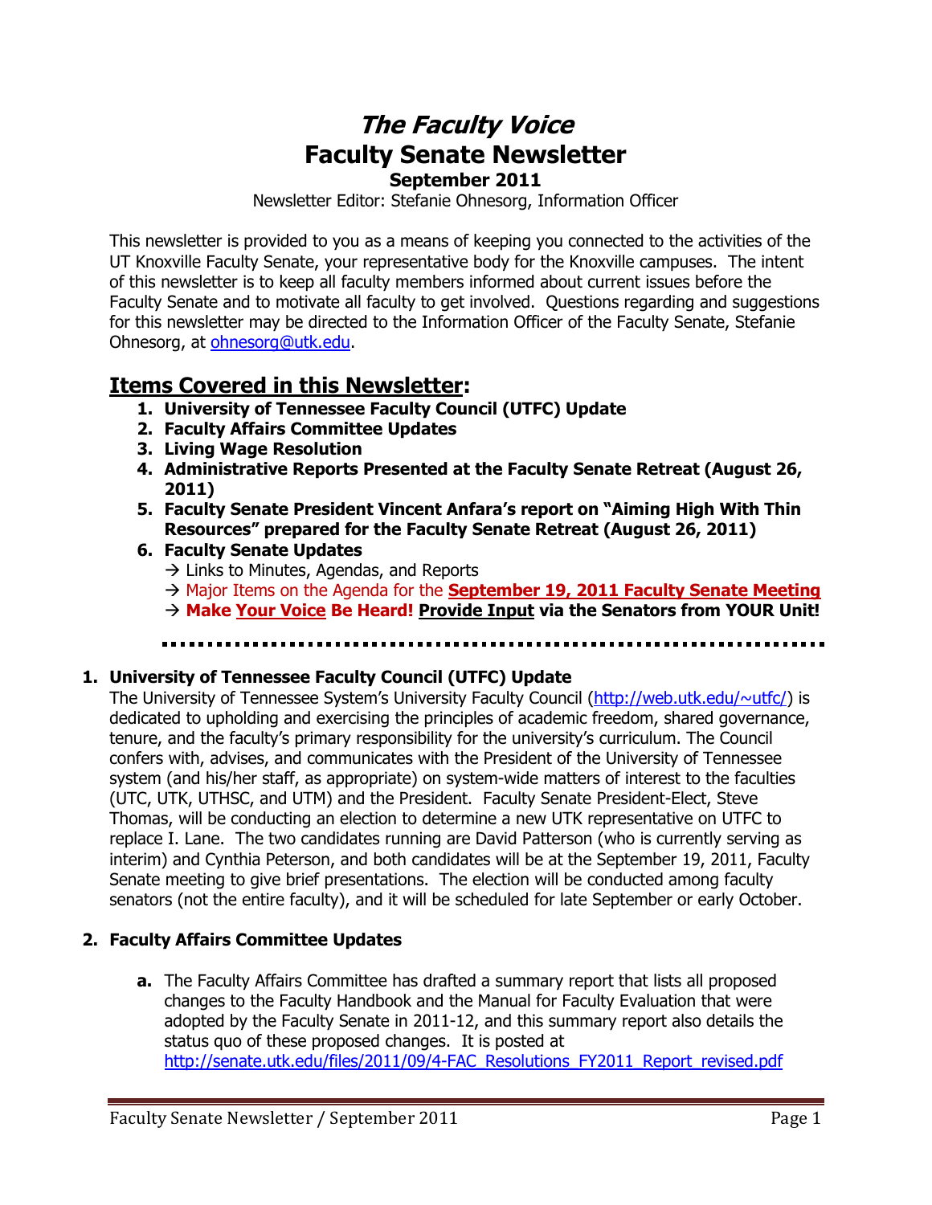# *The Faculty Voice*
# Faculty Senate Newsletter
## September 2011

Newsletter Editor: Stefanie Ohnesorg, Information Officer

This newsletter is provided to you as a means of keeping you connected to the activities of the UT Knoxville Faculty Senate, your representative body for the Knoxville campuses. The intent of this newsletter is to keep all faculty members informed about current issues before the Faculty Senate and to motivate all faculty to get involved. Questions regarding and suggestions for this newsletter may be directed to the Information Officer of the Faculty Senate, Stefanie Ohnesorg, at ohnesorg@utk.edu.

## Items Covered in this Newsletter:

1. **University of Tennessee Faculty Council (UTFC) Update**
2. **Faculty Affairs Committee Updates**
3. **Living Wage Resolution**
4. **Administrative Reports Presented at the Faculty Senate Retreat (August 26, 2011)**
5. **Faculty Senate President Vincent Anfara's report on "Aiming High With Thin Resources" prepared for the Faculty Senate Retreat (August 26, 2011)**
6. **Faculty Senate Updates**
   → Links to Minutes, Agendas, and Reports
   → Major Items on the Agenda for the **September 19, 2011 Faculty Senate Meeting**
   → **Make Your Voice Be Heard! Provide Input via the Senators from YOUR Unit!**

---

### 1. University of Tennessee Faculty Council (UTFC) Update

The University of Tennessee System's University Faculty Council (http://web.utk.edu/~utfc/) is dedicated to upholding and exercising the principles of academic freedom, shared governance, tenure, and the faculty's primary responsibility for the university's curriculum. The Council confers with, advises, and communicates with the President of the University of Tennessee system (and his/her staff, as appropriate) on system-wide matters of interest to the faculties (UTC, UTK, UTHSC, and UTM) and the President. Faculty Senate President-Elect, Steve Thomas, will be conducting an election to determine a new UTK representative on UTFC to replace I. Lane. The two candidates running are David Patterson (who is currently serving as interim) and Cynthia Peterson, and both candidates will be at the September 19, 2011, Faculty Senate meeting to give brief presentations. The election will be conducted among faculty senators (not the entire faculty), and it will be scheduled for late September or early October.

### 2. Faculty Affairs Committee Updates

**a.** The Faculty Affairs Committee has drafted a summary report that lists all proposed changes to the Faculty Handbook and the Manual for Faculty Evaluation that were adopted by the Faculty Senate in 2011-12, and this summary report also details the status quo of these proposed changes. It is posted at http://senate.utk.edu/files/2011/09/4-FAC_Resolutions_FY2011_Report_revised.pdf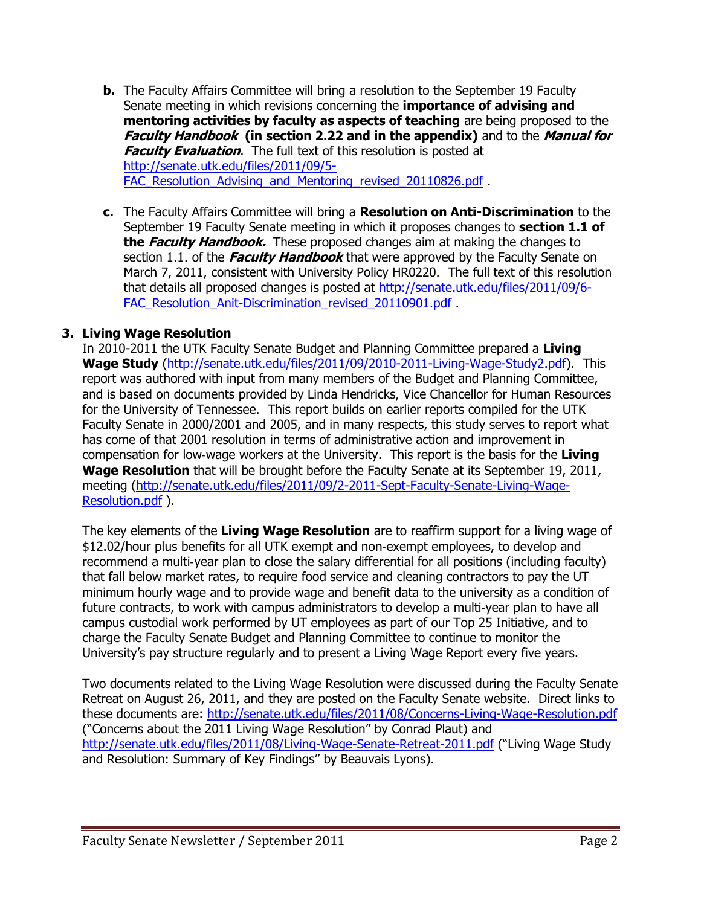**b.** The Faculty Affairs Committee will bring a resolution to the September 19 Faculty Senate meeting in which revisions concerning the **importance of advising and mentoring activities by faculty as aspects of teaching** are being proposed to the ***Faculty Handbook*** **(in section 2.22 and in the appendix)** and to the ***Manual for Faculty Evaluation***. The full text of this resolution is posted at http://senate.utk.edu/files/2011/09/5-FAC_Resolution_Advising_and_Mentoring_revised_20110826.pdf .

**c.** The Faculty Affairs Committee will bring a **Resolution on Anti-Discrimination** to the September 19 Faculty Senate meeting in which it proposes changes to **section 1.1 of the *Faculty Handbook.*** These proposed changes aim at making the changes to section 1.1. of the ***Faculty Handbook*** that were approved by the Faculty Senate on March 7, 2011, consistent with University Policy HR0220. The full text of this resolution that details all proposed changes is posted at http://senate.utk.edu/files/2011/09/6-FAC_Resolution_Anit-Discrimination_revised_20110901.pdf .

## 3. Living Wage Resolution

In 2010-2011 the UTK Faculty Senate Budget and Planning Committee prepared a **Living Wage Study** (http://senate.utk.edu/files/2011/09/2010-2011-Living-Wage-Study2.pdf). This report was authored with input from many members of the Budget and Planning Committee, and is based on documents provided by Linda Hendricks, Vice Chancellor for Human Resources for the University of Tennessee. This report builds on earlier reports compiled for the UTK Faculty Senate in 2000/2001 and 2005, and in many respects, this study serves to report what has come of that 2001 resolution in terms of administrative action and improvement in compensation for low-wage workers at the University. This report is the basis for the **Living Wage Resolution** that will be brought before the Faculty Senate at its September 19, 2011, meeting (http://senate.utk.edu/files/2011/09/2-2011-Sept-Faculty-Senate-Living-Wage-Resolution.pdf ).

The key elements of the **Living Wage Resolution** are to reaffirm support for a living wage of $12.02/hour plus benefits for all UTK exempt and non-exempt employees, to develop and recommend a multi-year plan to close the salary differential for all positions (including faculty) that fall below market rates, to require food service and cleaning contractors to pay the UT minimum hourly wage and to provide wage and benefit data to the university as a condition of future contracts, to work with campus administrators to develop a multi-year plan to have all campus custodial work performed by UT employees as part of our Top 25 Initiative, and to charge the Faculty Senate Budget and Planning Committee to continue to monitor the University's pay structure regularly and to present a Living Wage Report every five years.

Two documents related to the Living Wage Resolution were discussed during the Faculty Senate Retreat on August 26, 2011, and they are posted on the Faculty Senate website. Direct links to these documents are: http://senate.utk.edu/files/2011/08/Concerns-Living-Wage-Resolution.pdf ("Concerns about the 2011 Living Wage Resolution" by Conrad Plaut) and http://senate.utk.edu/files/2011/08/Living-Wage-Senate-Retreat-2011.pdf ("Living Wage Study and Resolution: Summary of Key Findings" by Beauvais Lyons).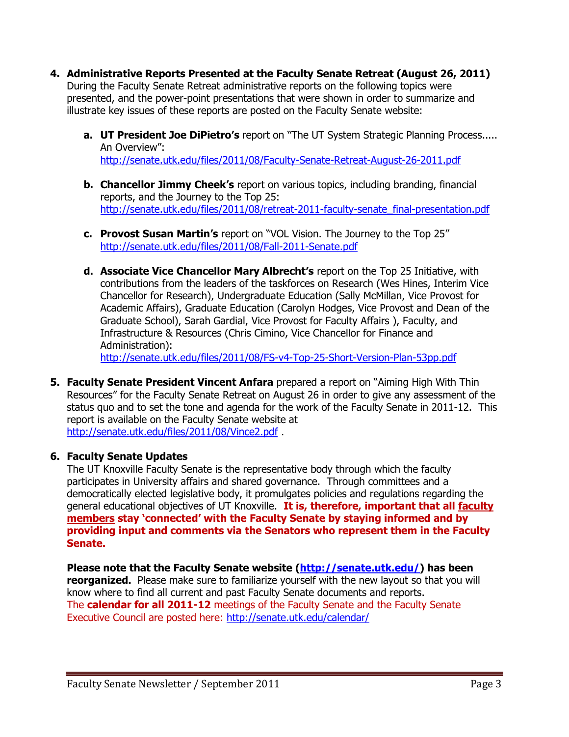4. **Administrative Reports Presented at the Faculty Senate Retreat (August 26, 2011)**
   During the Faculty Senate Retreat administrative reports on the following topics were presented, and the power-point presentations that were shown in order to summarize and illustrate key issues of these reports are posted on the Faculty Senate website:

   a. **UT President Joe DiPietro's** report on "The UT System Strategic Planning Process..... An Overview": http://senate.utk.edu/files/2011/08/Faculty-Senate-Retreat-August-26-2011.pdf

   b. **Chancellor Jimmy Cheek's** report on various topics, including branding, financial reports, and the Journey to the Top 25: http://senate.utk.edu/files/2011/08/retreat-2011-faculty-senate_final-presentation.pdf

   c. **Provost Susan Martin's** report on "VOL Vision. The Journey to the Top 25" http://senate.utk.edu/files/2011/08/Fall-2011-Senate.pdf

   d. **Associate Vice Chancellor Mary Albrecht's** report on the Top 25 Initiative, with contributions from the leaders of the taskforces on Research (Wes Hines, Interim Vice Chancellor for Research), Undergraduate Education (Sally McMillan, Vice Provost for Academic Affairs), Graduate Education (Carolyn Hodges, Vice Provost and Dean of the Graduate School), Sarah Gardial, Vice Provost for Faculty Affairs ), Faculty, and Infrastructure & Resources (Chris Cimino, Vice Chancellor for Finance and Administration): http://senate.utk.edu/files/2011/08/FS-v4-Top-25-Short-Version-Plan-53pp.pdf

5. **Faculty Senate President Vincent Anfara** prepared a report on "Aiming High With Thin Resources" for the Faculty Senate Retreat on August 26 in order to give any assessment of the status quo and to set the tone and agenda for the work of the Faculty Senate in 2011-12. This report is available on the Faculty Senate website at http://senate.utk.edu/files/2011/08/Vince2.pdf .

6. **Faculty Senate Updates**
   The UT Knoxville Faculty Senate is the representative body through which the faculty participates in University affairs and shared governance. Through committees and a democratically elected legislative body, it promulgates policies and regulations regarding the general educational objectives of UT Knoxville. **It is, therefore, important that all faculty members stay 'connected' with the Faculty Senate by staying informed and by providing input and comments via the Senators who represent them in the Faculty Senate.**

   **Please note that the Faculty Senate website (http://senate.utk.edu/) has been reorganized.** Please make sure to familiarize yourself with the new layout so that you will know where to find all current and past Faculty Senate documents and reports.
   The **calendar for all 2011-12** meetings of the Faculty Senate and the Faculty Senate Executive Council are posted here: http://senate.utk.edu/calendar/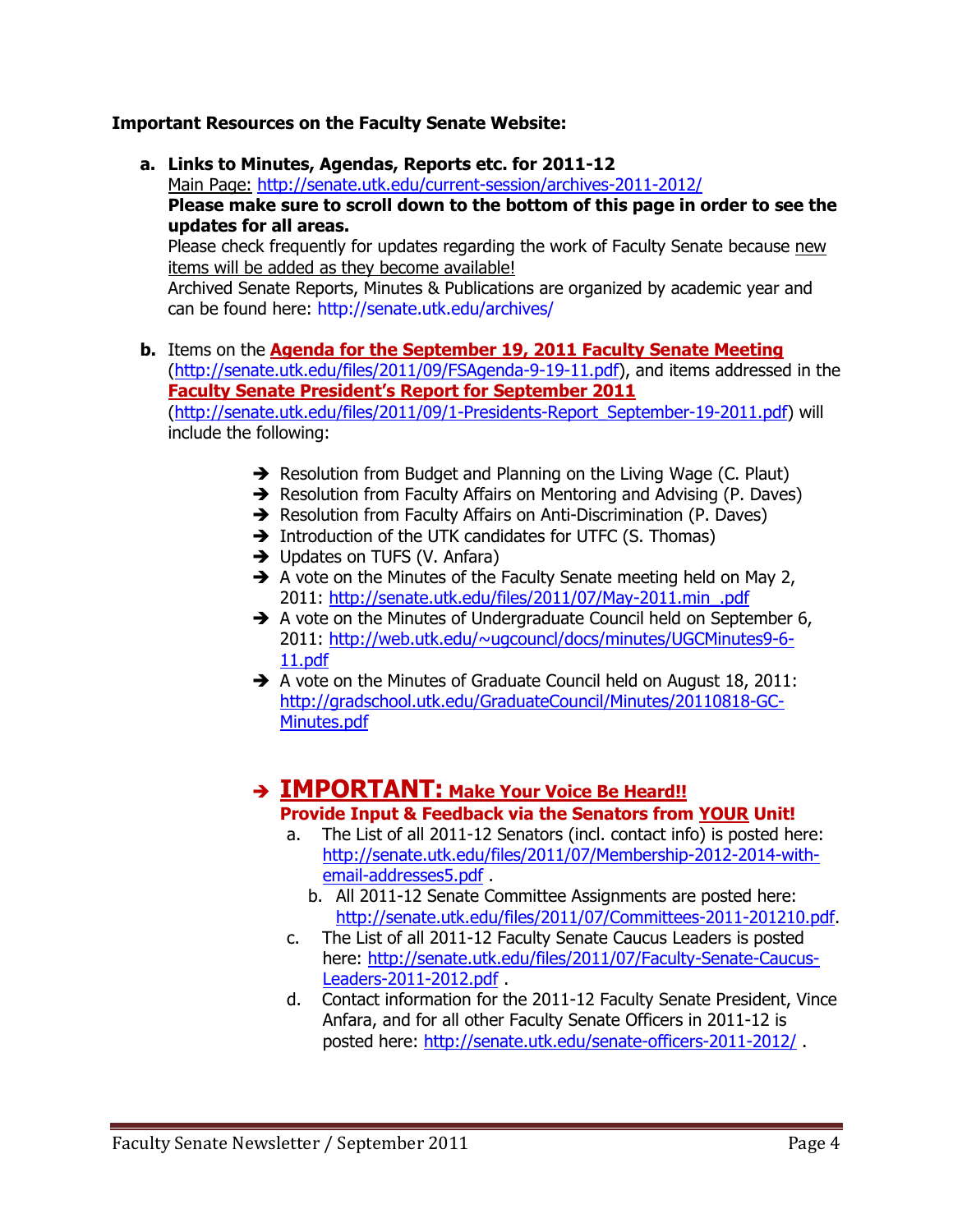**Important Resources on the Faculty Senate Website:**

**a. Links to Minutes, Agendas, Reports etc. for 2011-12**

Main Page: http://senate.utk.edu/current-session/archives-2011-2012/

**Please make sure to scroll down to the bottom of this page in order to see the updates for all areas.**

Please check frequently for updates regarding the work of Faculty Senate because new items will be added as they become available!

Archived Senate Reports, Minutes & Publications are organized by academic year and can be found here: http://senate.utk.edu/archives/

**b.** Items on the **Agenda for the September 19, 2011 Faculty Senate Meeting** (http://senate.utk.edu/files/2011/09/FSAgenda-9-19-11.pdf), and items addressed in the **Faculty Senate President's Report for September 2011** (http://senate.utk.edu/files/2011/09/1-Presidents-Report_September-19-2011.pdf) will include the following:

- ➔ Resolution from Budget and Planning on the Living Wage (C. Plaut)
- ➔ Resolution from Faculty Affairs on Mentoring and Advising (P. Daves)
- ➔ Resolution from Faculty Affairs on Anti-Discrimination (P. Daves)
- ➔ Introduction of the UTK candidates for UTFC (S. Thomas)
- ➔ Updates on TUFS (V. Anfara)
- ➔ A vote on the Minutes of the Faculty Senate meeting held on May 2, 2011: http://senate.utk.edu/files/2011/07/May-2011.min_.pdf
- ➔ A vote on the Minutes of Undergraduate Council held on September 6, 2011: http://web.utk.edu/~ugcouncl/docs/minutes/UGCMinutes9-6-11.pdf
- ➔ A vote on the Minutes of Graduate Council held on August 18, 2011: http://gradschool.utk.edu/GraduateCouncil/Minutes/20110818-GC-Minutes.pdf

## ➔ IMPORTANT: Make Your Voice Be Heard!!

**Provide Input & Feedback via the Senators from YOUR Unit!**

a. The List of all 2011-12 Senators (incl. contact info) is posted here: http://senate.utk.edu/files/2011/07/Membership-2012-2014-with-email-addresses5.pdf .

b. All 2011-12 Senate Committee Assignments are posted here: http://senate.utk.edu/files/2011/07/Committees-2011-201210.pdf.

c. The List of all 2011-12 Faculty Senate Caucus Leaders is posted here: http://senate.utk.edu/files/2011/07/Faculty-Senate-Caucus-Leaders-2011-2012.pdf .

d. Contact information for the 2011-12 Faculty Senate President, Vince Anfara, and for all other Faculty Senate Officers in 2011-12 is posted here: http://senate.utk.edu/senate-officers-2011-2012/ .